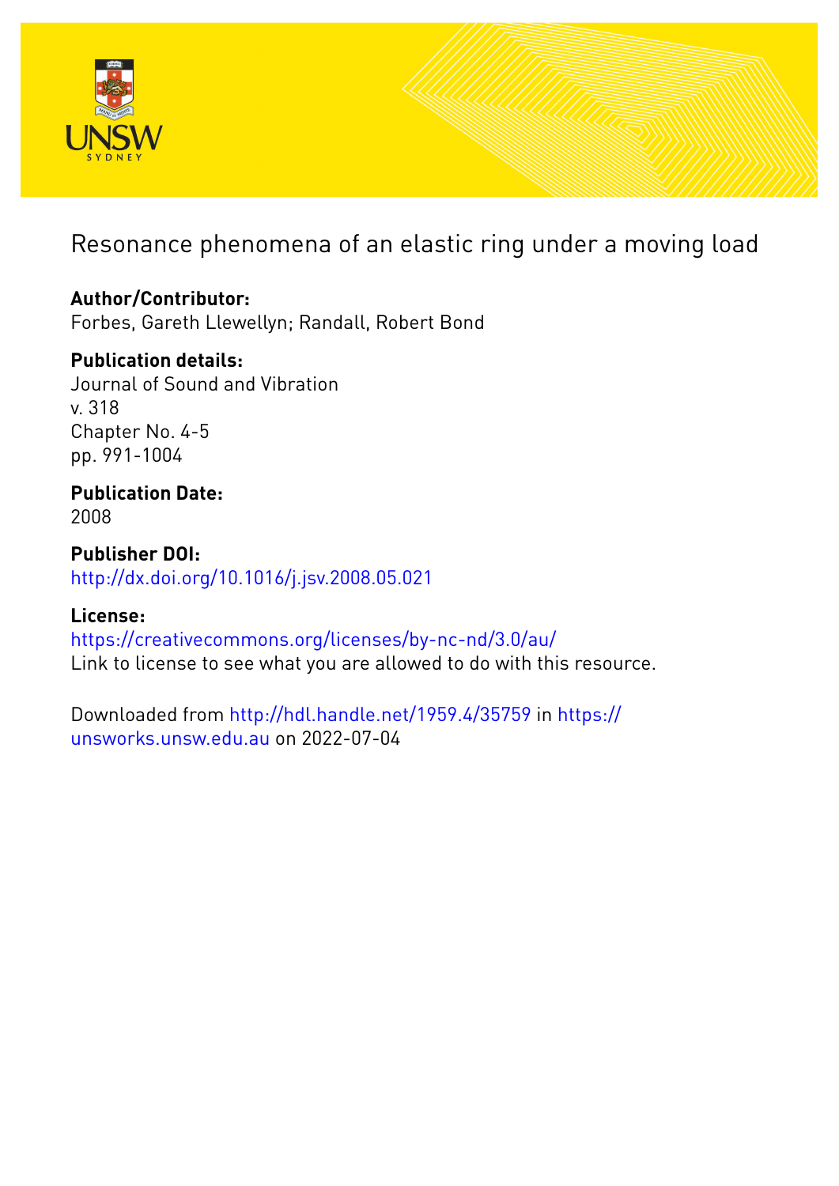# Resonance phenomena of an elastic ring under a moving load

**Author/Contributor:**
Forbes, Gareth Llewellyn; Randall, Robert Bond

**Publication details:**
Journal of Sound and Vibration
v. 318
Chapter No. 4-5
pp. 991-1004

**Publication Date:**
2008

**Publisher DOI:**
http://dx.doi.org/10.1016/j.jsv.2008.05.021

**License:**
https://creativecommons.org/licenses/by-nc-nd/3.0/au/
Link to license to see what you are allowed to do with this resource.

Downloaded from http://hdl.handle.net/1959.4/35759 in https://unsworks.unsw.edu.au on 2022-07-04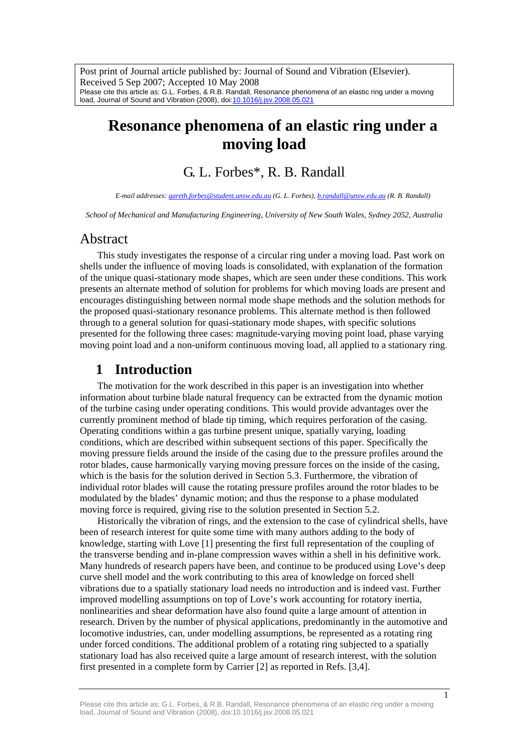Post print of Journal article published by: Journal of Sound and Vibration (Elsevier).
Received 5 Sep 2007; Accepted 10 May 2008
Please cite this article as: G.L. Forbes, & R.B. Randall, Resonance phenomena of an elastic ring under a moving load, Journal of Sound and Vibration (2008), doi:10.1016/j.jsv.2008.05.021

# Resonance phenomena of an elastic ring under a moving load

G. L. Forbes*, R. B. Randall

*E-mail addresses: gareth.forbes@student.unsw.edu.au (G. L. Forbes), b.randall@unsw.edu.au (R. B. Randall)*

*School of Mechanical and Manufacturing Engineering, University of New South Wales, Sydney 2052, Australia*

## Abstract

This study investigates the response of a circular ring under a moving load. Past work on shells under the influence of moving loads is consolidated, with explanation of the formation of the unique quasi-stationary mode shapes, which are seen under these conditions. This work presents an alternate method of solution for problems for which moving loads are present and encourages distinguishing between normal mode shape methods and the solution methods for the proposed quasi-stationary resonance problems. This alternate method is then followed through to a general solution for quasi-stationary mode shapes, with specific solutions presented for the following three cases: magnitude-varying moving point load, phase varying moving point load and a non-uniform continuous moving load, all applied to a stationary ring.

## 1 Introduction

The motivation for the work described in this paper is an investigation into whether information about turbine blade natural frequency can be extracted from the dynamic motion of the turbine casing under operating conditions. This would provide advantages over the currently prominent method of blade tip timing, which requires perforation of the casing. Operating conditions within a gas turbine present unique, spatially varying, loading conditions, which are described within subsequent sections of this paper. Specifically the moving pressure fields around the inside of the casing due to the pressure profiles around the rotor blades, cause harmonically varying moving pressure forces on the inside of the casing, which is the basis for the solution derived in Section 5.3. Furthermore, the vibration of individual rotor blades will cause the rotating pressure profiles around the rotor blades to be modulated by the blades' dynamic motion; and thus the response to a phase modulated moving force is required, giving rise to the solution presented in Section 5.2.

Historically the vibration of rings, and the extension to the case of cylindrical shells, have been of research interest for quite some time with many authors adding to the body of knowledge, starting with Love [1] presenting the first full representation of the coupling of the transverse bending and in-plane compression waves within a shell in his definitive work. Many hundreds of research papers have been, and continue to be produced using Love's deep curve shell model and the work contributing to this area of knowledge on forced shell vibrations due to a spatially stationary load needs no introduction and is indeed vast. Further improved modelling assumptions on top of Love's work accounting for rotatory inertia, nonlinearities and shear deformation have also found quite a large amount of attention in research. Driven by the number of physical applications, predominantly in the automotive and locomotive industries, can, under modelling assumptions, be represented as a rotating ring under forced conditions. The additional problem of a rotating ring subjected to a spatially stationary load has also received quite a large amount of research interest, with the solution first presented in a complete form by Carrier [2] as reported in Refs. [3,4].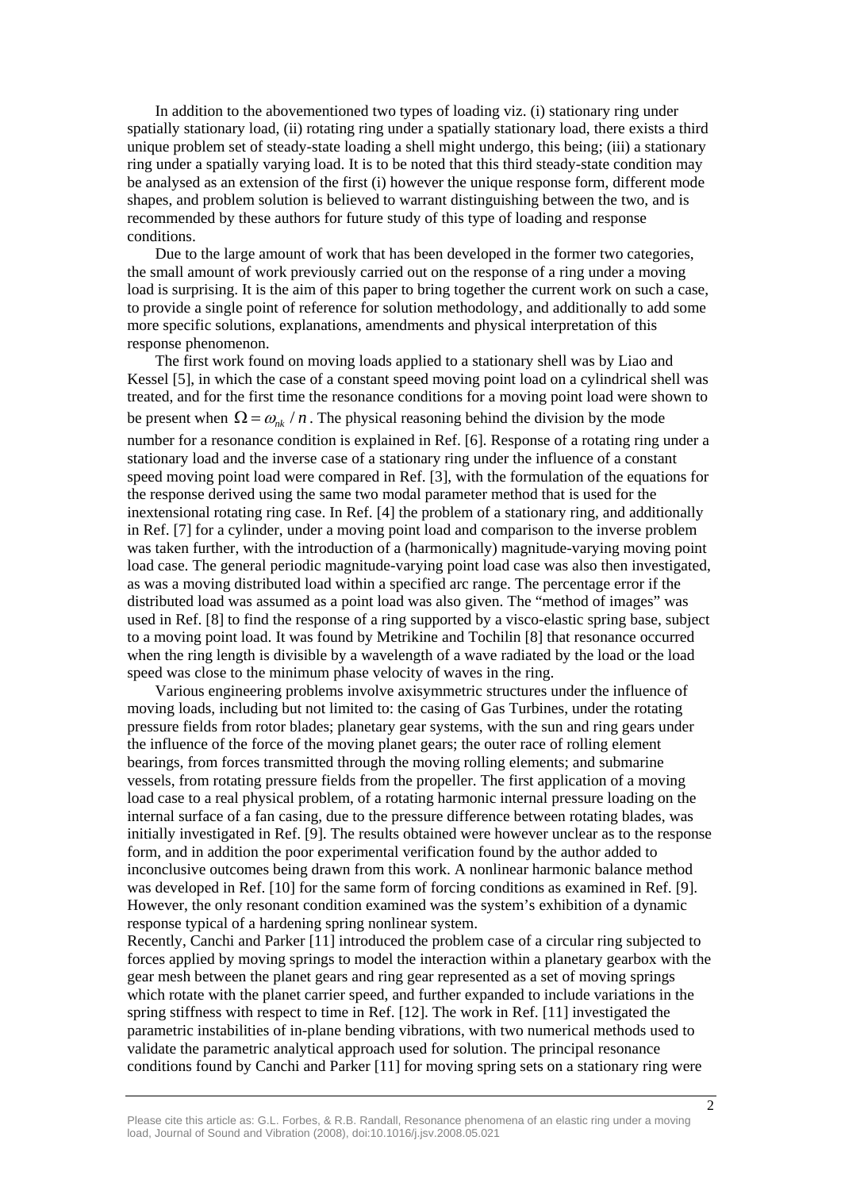In addition to the abovementioned two types of loading viz. (i) stationary ring under spatially stationary load, (ii) rotating ring under a spatially stationary load, there exists a third unique problem set of steady-state loading a shell might undergo, this being; (iii) a stationary ring under a spatially varying load. It is to be noted that this third steady-state condition may be analysed as an extension of the first (i) however the unique response form, different mode shapes, and problem solution is believed to warrant distinguishing between the two, and is recommended by these authors for future study of this type of loading and response conditions.

Due to the large amount of work that has been developed in the former two categories, the small amount of work previously carried out on the response of a ring under a moving load is surprising. It is the aim of this paper to bring together the current work on such a case, to provide a single point of reference for solution methodology, and additionally to add some more specific solutions, explanations, amendments and physical interpretation of this response phenomenon.

The first work found on moving loads applied to a stationary shell was by Liao and Kessel [5], in which the case of a constant speed moving point load on a cylindrical shell was treated, and for the first time the resonance conditions for a moving point load were shown to be present when $\Omega = \omega_{nk} / n$. The physical reasoning behind the division by the mode number for a resonance condition is explained in Ref. [6]. Response of a rotating ring under a stationary load and the inverse case of a stationary ring under the influence of a constant speed moving point load were compared in Ref. [3], with the formulation of the equations for the response derived using the same two modal parameter method that is used for the inextensional rotating ring case. In Ref. [4] the problem of a stationary ring, and additionally in Ref. [7] for a cylinder, under a moving point load and comparison to the inverse problem was taken further, with the introduction of a (harmonically) magnitude-varying moving point load case. The general periodic magnitude-varying point load case was also then investigated, as was a moving distributed load within a specified arc range. The percentage error if the distributed load was assumed as a point load was also given. The "method of images" was used in Ref. [8] to find the response of a ring supported by a visco-elastic spring base, subject to a moving point load. It was found by Metrikine and Tochilin [8] that resonance occurred when the ring length is divisible by a wavelength of a wave radiated by the load or the load speed was close to the minimum phase velocity of waves in the ring.

Various engineering problems involve axisymmetric structures under the influence of moving loads, including but not limited to: the casing of Gas Turbines, under the rotating pressure fields from rotor blades; planetary gear systems, with the sun and ring gears under the influence of the force of the moving planet gears; the outer race of rolling element bearings, from forces transmitted through the moving rolling elements; and submarine vessels, from rotating pressure fields from the propeller. The first application of a moving load case to a real physical problem, of a rotating harmonic internal pressure loading on the internal surface of a fan casing, due to the pressure difference between rotating blades, was initially investigated in Ref. [9]. The results obtained were however unclear as to the response form, and in addition the poor experimental verification found by the author added to inconclusive outcomes being drawn from this work. A nonlinear harmonic balance method was developed in Ref. [10] for the same form of forcing conditions as examined in Ref. [9]. However, the only resonant condition examined was the system's exhibition of a dynamic response typical of a hardening spring nonlinear system.

Recently, Canchi and Parker [11] introduced the problem case of a circular ring subjected to forces applied by moving springs to model the interaction within a planetary gearbox with the gear mesh between the planet gears and ring gear represented as a set of moving springs which rotate with the planet carrier speed, and further expanded to include variations in the spring stiffness with respect to time in Ref. [12]. The work in Ref. [11] investigated the parametric instabilities of in-plane bending vibrations, with two numerical methods used to validate the parametric analytical approach used for solution. The principal resonance conditions found by Canchi and Parker [11] for moving spring sets on a stationary ring were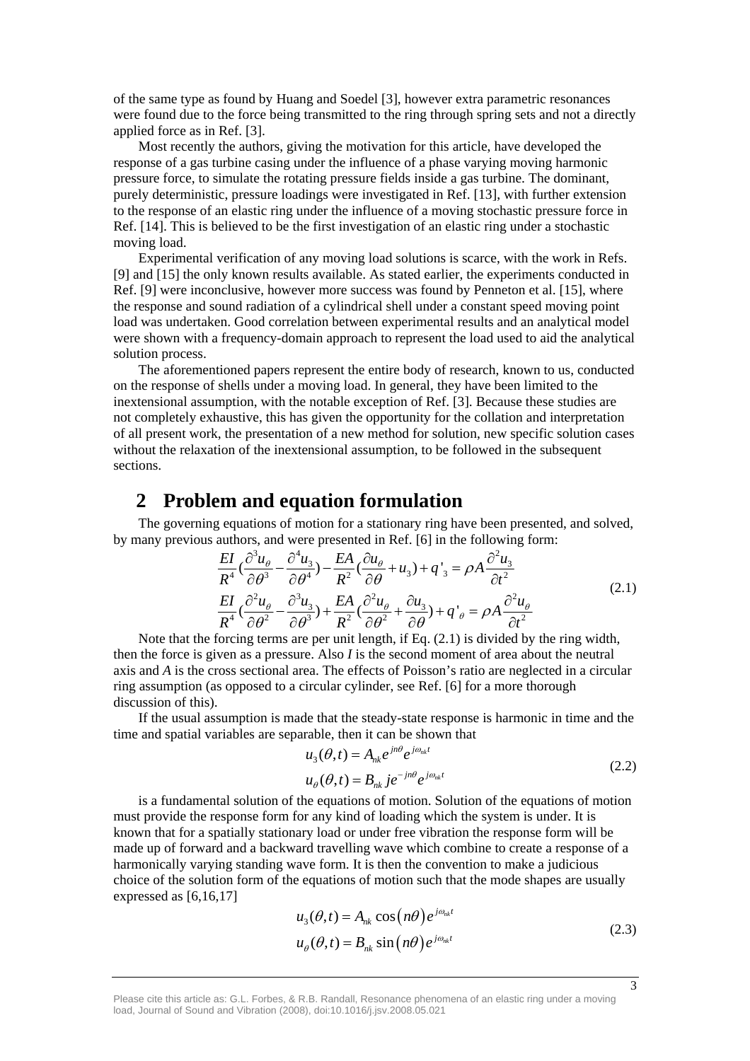of the same type as found by Huang and Soedel [3], however extra parametric resonances were found due to the force being transmitted to the ring through spring sets and not a directly applied force as in Ref. [3].

Most recently the authors, giving the motivation for this article, have developed the response of a gas turbine casing under the influence of a phase varying moving harmonic pressure force, to simulate the rotating pressure fields inside a gas turbine. The dominant, purely deterministic, pressure loadings were investigated in Ref. [13], with further extension to the response of an elastic ring under the influence of a moving stochastic pressure force in Ref. [14]. This is believed to be the first investigation of an elastic ring under a stochastic moving load.

Experimental verification of any moving load solutions is scarce, with the work in Refs. [9] and [15] the only known results available. As stated earlier, the experiments conducted in Ref. [9] were inconclusive, however more success was found by Penneton et al. [15], where the response and sound radiation of a cylindrical shell under a constant speed moving point load was undertaken. Good correlation between experimental results and an analytical model were shown with a frequency-domain approach to represent the load used to aid the analytical solution process.

The aforementioned papers represent the entire body of research, known to us, conducted on the response of shells under a moving load. In general, they have been limited to the inextensional assumption, with the notable exception of Ref. [3]. Because these studies are not completely exhaustive, this has given the opportunity for the collation and interpretation of all present work, the presentation of a new method for solution, new specific solution cases without the relaxation of the inextensional assumption, to be followed in the subsequent sections.

## 2 Problem and equation formulation

The governing equations of motion for a stationary ring have been presented, and solved, by many previous authors, and were presented in Ref. [6] in the following form:

$$\frac{EI}{R^4}\left(\frac{\partial^3 u_\theta}{\partial\theta^3}-\frac{\partial^4 u_3}{\partial\theta^4}\right)-\frac{EA}{R^2}\left(\frac{\partial u_\theta}{\partial\theta}+u_3\right)+q'_3=\rho A\frac{\partial^2 u_3}{\partial t^2}$$
$$\frac{EI}{R^4}\left(\frac{\partial^2 u_\theta}{\partial\theta^2}-\frac{\partial^3 u_3}{\partial\theta^3}\right)+\frac{EA}{R^2}\left(\frac{\partial^2 u_\theta}{\partial\theta^2}+\frac{\partial u_3}{\partial\theta}\right)+q'_\theta=\rho A\frac{\partial^2 u_\theta}{\partial t^2} \tag{2.1}$$

Note that the forcing terms are per unit length, if Eq. (2.1) is divided by the ring width, then the force is given as a pressure. Also *I* is the second moment of area about the neutral axis and *A* is the cross sectional area. The effects of Poisson's ratio are neglected in a circular ring assumption (as opposed to a circular cylinder, see Ref. [6] for a more thorough discussion of this).

If the usual assumption is made that the steady-state response is harmonic in time and the time and spatial variables are separable, then it can be shown that

$$u_3(\theta,t)=A_{nk}e^{jn\theta}e^{j\omega_{nk}t}$$
$$u_\theta(\theta,t)=B_{nk}je^{-jn\theta}e^{j\omega_{nk}t} \tag{2.2}$$

is a fundamental solution of the equations of motion. Solution of the equations of motion must provide the response form for any kind of loading which the system is under. It is known that for a spatially stationary load or under free vibration the response form will be made up of forward and a backward travelling wave which combine to create a response of a harmonically varying standing wave form. It is then the convention to make a judicious choice of the solution form of the equations of motion such that the mode shapes are usually expressed as [6,16,17]

$$u_3(\theta,t)=A_{nk}\cos(n\theta)e^{j\omega_{nk}t}$$
$$u_\theta(\theta,t)=B_{nk}\sin(n\theta)e^{j\omega_{nk}t} \tag{2.3}$$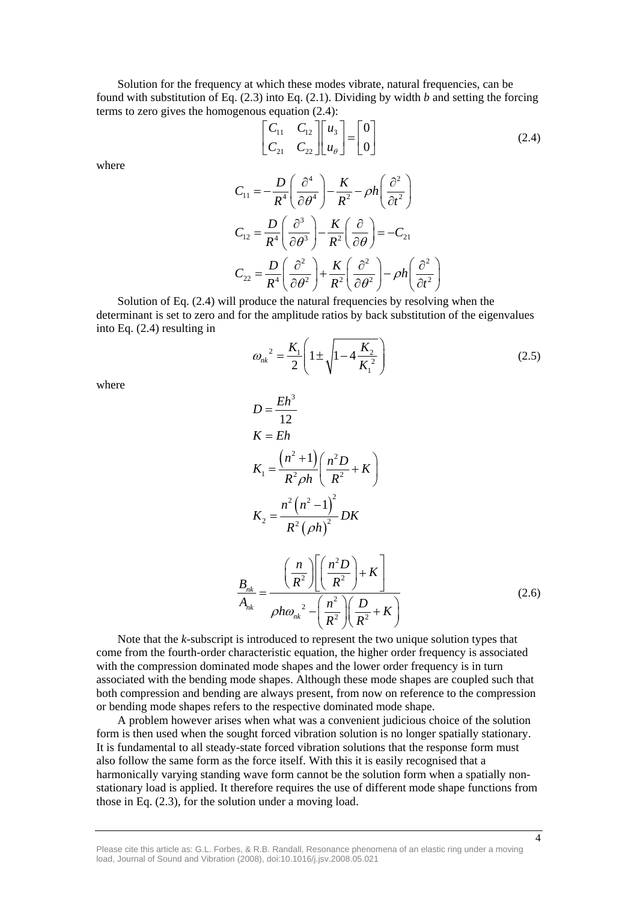Solution for the frequency at which these modes vibrate, natural frequencies, can be found with substitution of Eq. (2.3) into Eq. (2.1). Dividing by width $b$ and setting the forcing terms to zero gives the homogenous equation (2.4):

$$\begin{bmatrix} C_{11} & C_{12} \\ C_{21} & C_{22} \end{bmatrix} \begin{bmatrix} u_3 \\ u_\theta \end{bmatrix} = \begin{bmatrix} 0 \\ 0 \end{bmatrix} \tag{2.4}$$

where

$$C_{11} = -\frac{D}{R^4}\left(\frac{\partial^4}{\partial\theta^4}\right) - \frac{K}{R^2} - \rho h\left(\frac{\partial^2}{\partial t^2}\right)$$

$$C_{12} = \frac{D}{R^4}\left(\frac{\partial^3}{\partial\theta^3}\right) - \frac{K}{R^2}\left(\frac{\partial}{\partial\theta}\right) = -C_{21}$$

$$C_{22} = \frac{D}{R^4}\left(\frac{\partial^2}{\partial\theta^2}\right) + \frac{K}{R^2}\left(\frac{\partial^2}{\partial\theta^2}\right) - \rho h\left(\frac{\partial^2}{\partial t^2}\right)$$

Solution of Eq. (2.4) will produce the natural frequencies by resolving when the determinant is set to zero and for the amplitude ratios by back substitution of the eigenvalues into Eq. (2.4) resulting in

$$\omega_{nk}^{\ 2} = \frac{K_1}{2}\left(1 \pm \sqrt{1 - 4\frac{K_2}{K_1^{\ 2}}}\right) \tag{2.5}$$

where

$$D = \frac{Eh^3}{12}$$

$$K = Eh$$

$$K_1 = \frac{\left(n^2+1\right)}{R^2 \rho h}\left(\frac{n^2 D}{R^2} + K\right)$$

$$K_2 = \frac{n^2\left(n^2-1\right)^2}{R^2\left(\rho h\right)^2} DK$$

$$\frac{B_{nk}}{A_{nk}} = \frac{\left(\dfrac{n}{R^2}\right)\left[\left(\dfrac{n^2 D}{R^2}\right) + K\right]}{\rho h \omega_{nk}^{\ 2} - \left(\dfrac{n^2}{R^2}\right)\left(\dfrac{D}{R^2} + K\right)} \tag{2.6}$$

Note that the $k$-subscript is introduced to represent the two unique solution types that come from the fourth-order characteristic equation, the higher order frequency is associated with the compression dominated mode shapes and the lower order frequency is in turn associated with the bending mode shapes. Although these mode shapes are coupled such that both compression and bending are always present, from now on reference to the compression or bending mode shapes refers to the respective dominated mode shape.

A problem however arises when what was a convenient judicious choice of the solution form is then used when the sought forced vibration solution is no longer spatially stationary. It is fundamental to all steady-state forced vibration solutions that the response form must also follow the same form as the force itself. With this it is easily recognised that a harmonically varying standing wave form cannot be the solution form when a spatially non-stationary load is applied. It therefore requires the use of different mode shape functions from those in Eq. (2.3), for the solution under a moving load.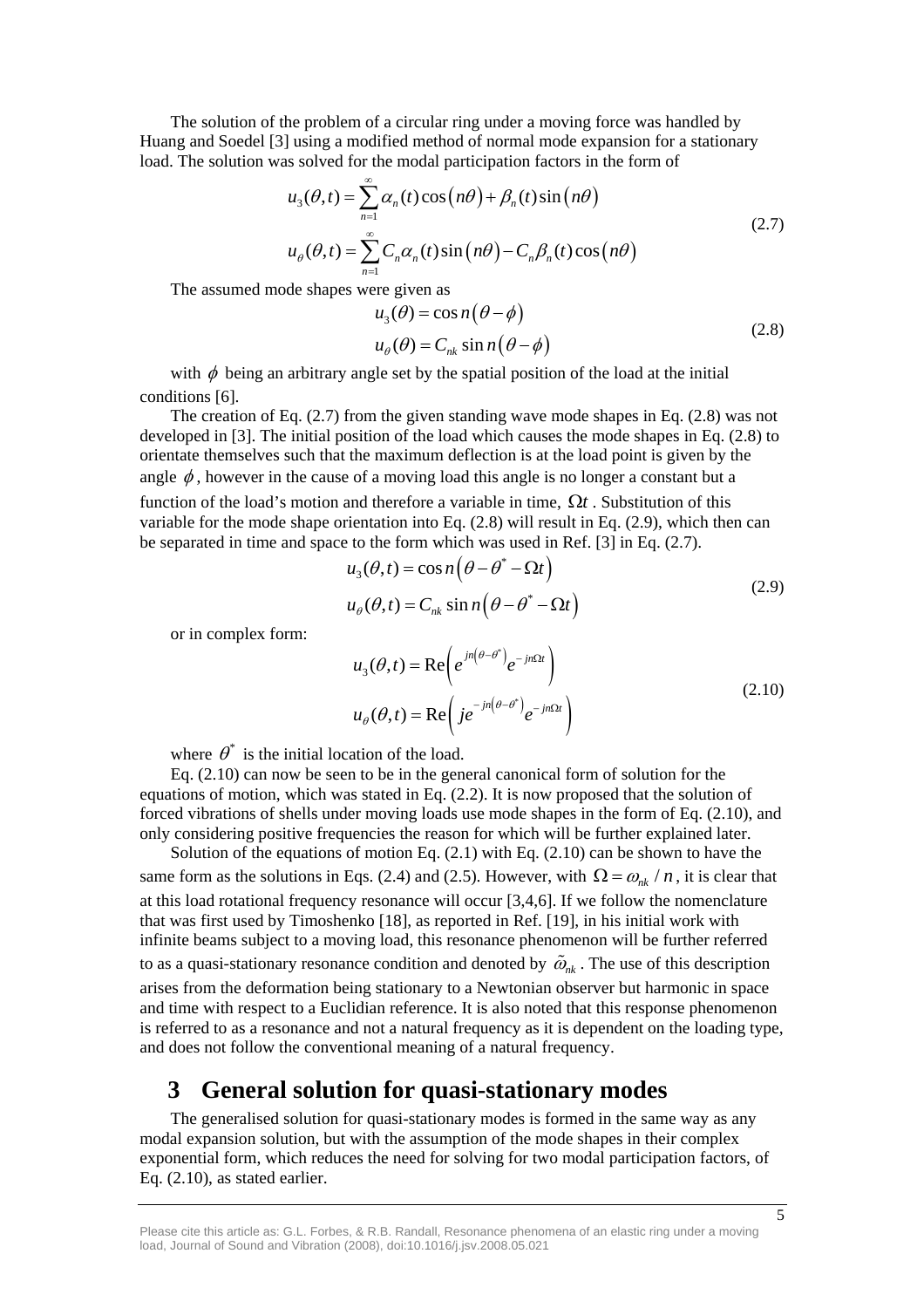The solution of the problem of a circular ring under a moving force was handled by Huang and Soedel [3] using a modified method of normal mode expansion for a stationary load. The solution was solved for the modal participation factors in the form of

$$
\begin{aligned}
u_3(\theta,t) &= \sum_{n=1}^{\infty} \alpha_n(t)\cos(n\theta) + \beta_n(t)\sin(n\theta) \\
u_\theta(\theta,t) &= \sum_{n=1}^{\infty} C_n\alpha_n(t)\sin(n\theta) - C_n\beta_n(t)\cos(n\theta)
\end{aligned}
\tag{2.7}
$$

The assumed mode shapes were given as

$$
\begin{aligned}
u_3(\theta) &= \cos n(\theta - \phi) \\
u_\theta(\theta) &= C_{nk}\sin n(\theta - \phi)
\end{aligned}
\tag{2.8}
$$

with $\phi$ being an arbitrary angle set by the spatial position of the load at the initial conditions [6].

The creation of Eq. (2.7) from the given standing wave mode shapes in Eq. (2.8) was not developed in [3]. The initial position of the load which causes the mode shapes in Eq. (2.8) to orientate themselves such that the maximum deflection is at the load point is given by the angle $\phi$, however in the cause of a moving load this angle is no longer a constant but a function of the load's motion and therefore a variable in time, $\Omega t$. Substitution of this variable for the mode shape orientation into Eq. (2.8) will result in Eq. (2.9), which then can be separated in time and space to the form which was used in Ref. [3] in Eq. (2.7).

$$
\begin{aligned}
u_3(\theta,t) &= \cos n\left(\theta - \theta^* - \Omega t\right) \\
u_\theta(\theta,t) &= C_{nk}\sin n\left(\theta - \theta^* - \Omega t\right)
\end{aligned}
\tag{2.9}
$$

or in complex form:

$$
\begin{aligned}
u_3(\theta,t) &= \operatorname{Re}\left(e^{jn\left(\theta-\theta^*\right)}e^{-jn\Omega t}\right) \\
u_\theta(\theta,t) &= \operatorname{Re}\left(je^{-jn\left(\theta-\theta^*\right)}e^{-jn\Omega t}\right)
\end{aligned}
\tag{2.10}
$$

where $\theta^*$ is the initial location of the load.

Eq. (2.10) can now be seen to be in the general canonical form of solution for the equations of motion, which was stated in Eq. (2.2). It is now proposed that the solution of forced vibrations of shells under moving loads use mode shapes in the form of Eq. (2.10), and only considering positive frequencies the reason for which will be further explained later.

Solution of the equations of motion Eq. (2.1) with Eq. (2.10) can be shown to have the same form as the solutions in Eqs. (2.4) and (2.5). However, with $\Omega = \omega_{nk}/n$, it is clear that at this load rotational frequency resonance will occur [3,4,6]. If we follow the nomenclature that was first used by Timoshenko [18], as reported in Ref. [19], in his initial work with infinite beams subject to a moving load, this resonance phenomenon will be further referred to as a quasi-stationary resonance condition and denoted by $\tilde{\omega}_{nk}$. The use of this description arises from the deformation being stationary to a Newtonian observer but harmonic in space and time with respect to a Euclidian reference. It is also noted that this response phenomenon is referred to as a resonance and not a natural frequency as it is dependent on the loading type, and does not follow the conventional meaning of a natural frequency.

# 3 General solution for quasi-stationary modes

The generalised solution for quasi-stationary modes is formed in the same way as any modal expansion solution, but with the assumption of the mode shapes in their complex exponential form, which reduces the need for solving for two modal participation factors, of Eq. (2.10), as stated earlier.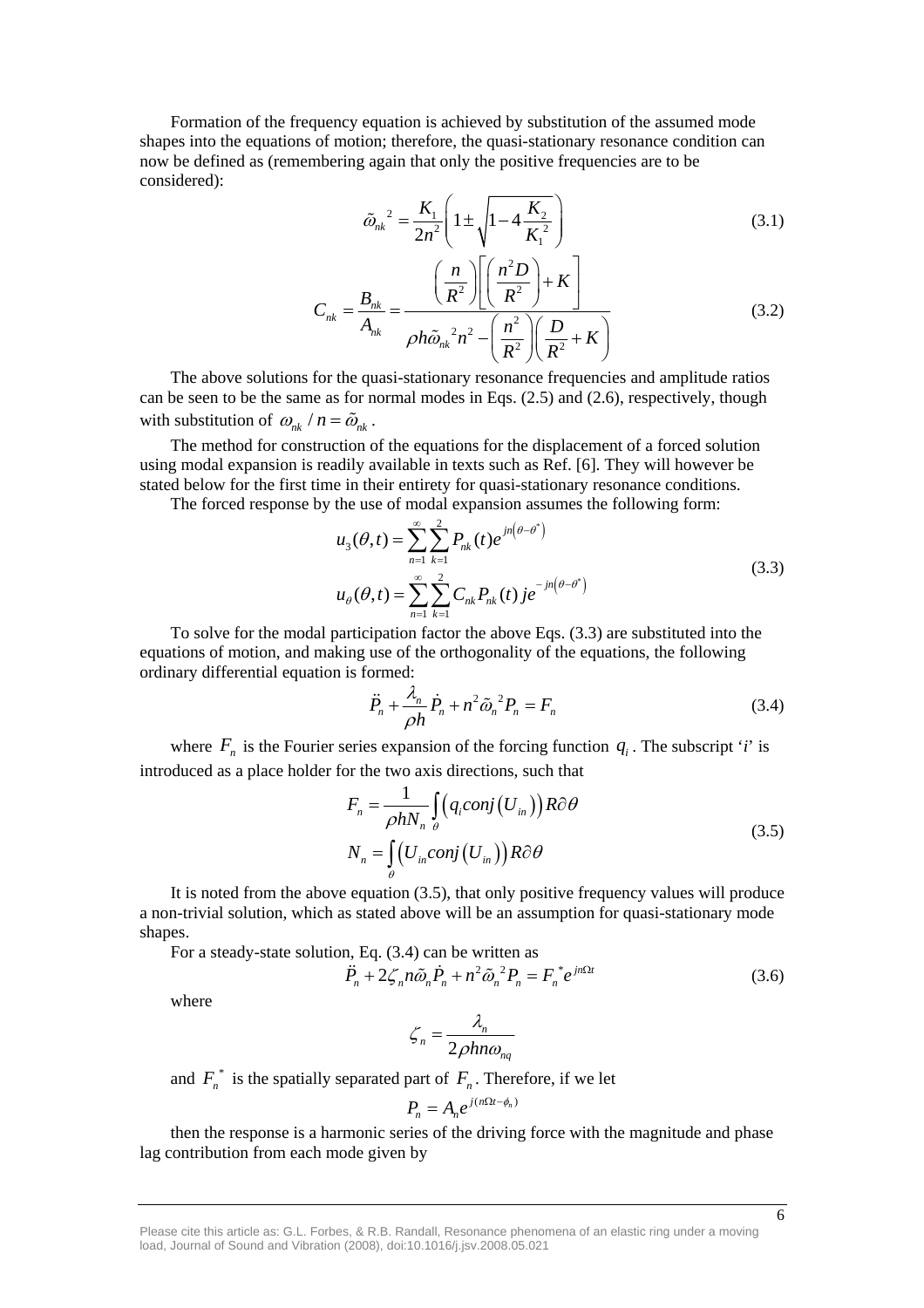Formation of the frequency equation is achieved by substitution of the assumed mode shapes into the equations of motion; therefore, the quasi-stationary resonance condition can now be defined as (remembering again that only the positive frequencies are to be considered):

$$\tilde{\omega}_{nk}{}^{2} = \frac{K_1}{2n^2}\left(1 \pm \sqrt{1 - 4\frac{K_2}{K_1{}^2}}\right) \tag{3.1}$$

$$C_{nk} = \frac{B_{nk}}{A_{nk}} = \frac{\left(\dfrac{n}{R^2}\right)\left[\left(\dfrac{n^2 D}{R^2}\right) + K\right]}{\rho h \tilde{\omega}_{nk}{}^2 n^2 - \left(\dfrac{n^2}{R^2}\right)\left(\dfrac{D}{R^2} + K\right)} \tag{3.2}$$

The above solutions for the quasi-stationary resonance frequencies and amplitude ratios can be seen to be the same as for normal modes in Eqs. (2.5) and (2.6), respectively, though with substitution of $\omega_{nk} / n = \tilde{\omega}_{nk}$.

The method for construction of the equations for the displacement of a forced solution using modal expansion is readily available in texts such as Ref. [6]. They will however be stated below for the first time in their entirety for quasi-stationary resonance conditions.

The forced response by the use of modal expansion assumes the following form:

$$\begin{aligned} u_3(\theta,t) &= \sum_{n=1}^{\infty}\sum_{k=1}^{2} P_{nk}(t) e^{jn\left(\theta-\theta^*\right)} \\ u_\theta(\theta,t) &= \sum_{n=1}^{\infty}\sum_{k=1}^{2} C_{nk} P_{nk}(t)\, j e^{-jn\left(\theta-\theta^*\right)} \end{aligned} \tag{3.3}$$

To solve for the modal participation factor the above Eqs. (3.3) are substituted into the equations of motion, and making use of the orthogonality of the equations, the following ordinary differential equation is formed:

$$\ddot{P}_n + \frac{\lambda_n}{\rho h}\dot{P}_n + n^2 \tilde{\omega}_n{}^2 P_n = F_n \tag{3.4}$$

where $F_n$ is the Fourier series expansion of the forcing function $q_i$. The subscript '$i$' is introduced as a place holder for the two axis directions, such that

$$\begin{aligned} F_n &= \frac{1}{\rho h N_n}\int_\theta \left(q_i conj\left(U_{in}\right)\right) R\partial\theta \\ N_n &= \int_\theta \left(U_{in} conj\left(U_{in}\right)\right) R\partial\theta \end{aligned} \tag{3.5}$$

It is noted from the above equation (3.5), that only positive frequency values will produce a non-trivial solution, which as stated above will be an assumption for quasi-stationary mode shapes.

For a steady-state solution, Eq. (3.4) can be written as

$$\ddot{P}_n + 2\zeta_n n\tilde{\omega}_n \dot{P}_n + n^2\tilde{\omega}_n{}^2 P_n = F_n{}^* e^{jn\Omega t} \tag{3.6}$$

where

$$\zeta_n = \frac{\lambda_n}{2\rho h n \omega_{nq}}$$

and $F_n{}^*$ is the spatially separated part of $F_n$. Therefore, if we let

$$P_n = A_n e^{j(n\Omega t - \phi_n)}$$

then the response is a harmonic series of the driving force with the magnitude and phase lag contribution from each mode given by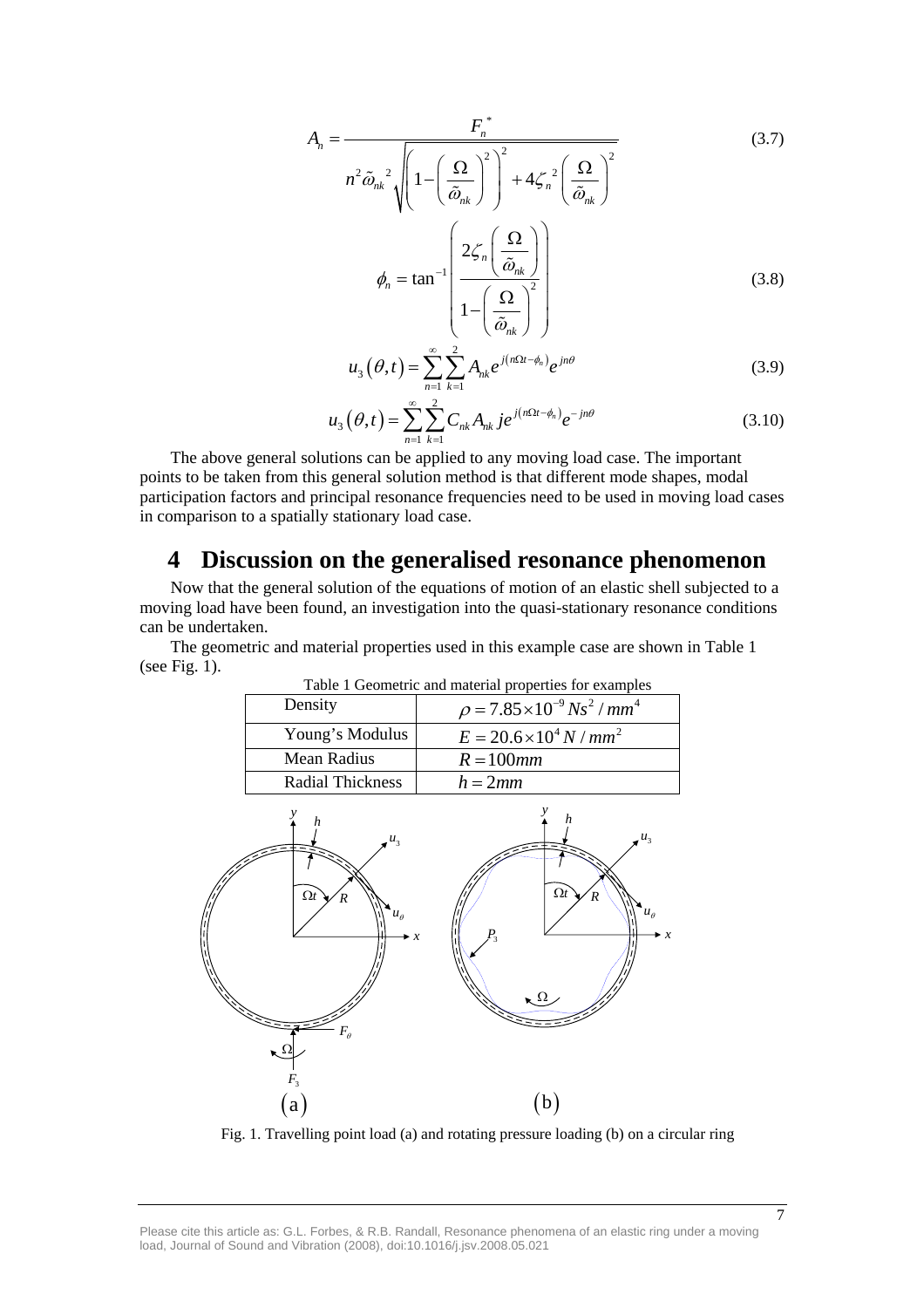$$A_n = \frac{F_n^{\,*}}{n^2 \tilde{\omega}_{nk}^{\;2} \sqrt{\left(1-\left(\frac{\Omega}{\tilde{\omega}_{nk}}\right)^2\right)^2 + 4\zeta_n^{\;2}\left(\frac{\Omega}{\tilde{\omega}_{nk}}\right)^2}} \tag{3.7}$$

$$\phi_n = \tan^{-1}\left(\frac{2\zeta_n\left(\frac{\Omega}{\tilde{\omega}_{nk}}\right)}{1-\left(\frac{\Omega}{\tilde{\omega}_{nk}}\right)^2}\right) \tag{3.8}$$

$$u_3(\theta,t) = \sum_{n=1}^{\infty}\sum_{k=1}^{2} A_{nk} e^{j(n\Omega t - \phi_n)} e^{jn\theta} \tag{3.9}$$

$$u_3(\theta,t) = \sum_{n=1}^{\infty}\sum_{k=1}^{2} C_{nk} A_{nk}\, j e^{j(n\Omega t - \phi_n)} e^{-jn\theta} \tag{3.10}$$

The above general solutions can be applied to any moving load case. The important points to be taken from this general solution method is that different mode shapes, modal participation factors and principal resonance frequencies need to be used in moving load cases in comparison to a spatially stationary load case.

# 4 Discussion on the generalised resonance phenomenon

Now that the general solution of the equations of motion of an elastic shell subjected to a moving load have been found, an investigation into the quasi-stationary resonance conditions can be undertaken.

The geometric and material properties used in this example case are shown in Table 1 (see Fig. 1).

Table 1 Geometric and material properties for examples

| | |
|---|---|
| Density | $\rho = 7.85\times10^{-9}\, Ns^2/mm^4$ |
| Young's Modulus | $E = 20.6\times10^{4}\, N/mm^2$ |
| Mean Radius | $R = 100mm$ |
| Radial Thickness | $h = 2mm$ |

Fig. 1. Travelling point load (a) and rotating pressure loading (b) on a circular ring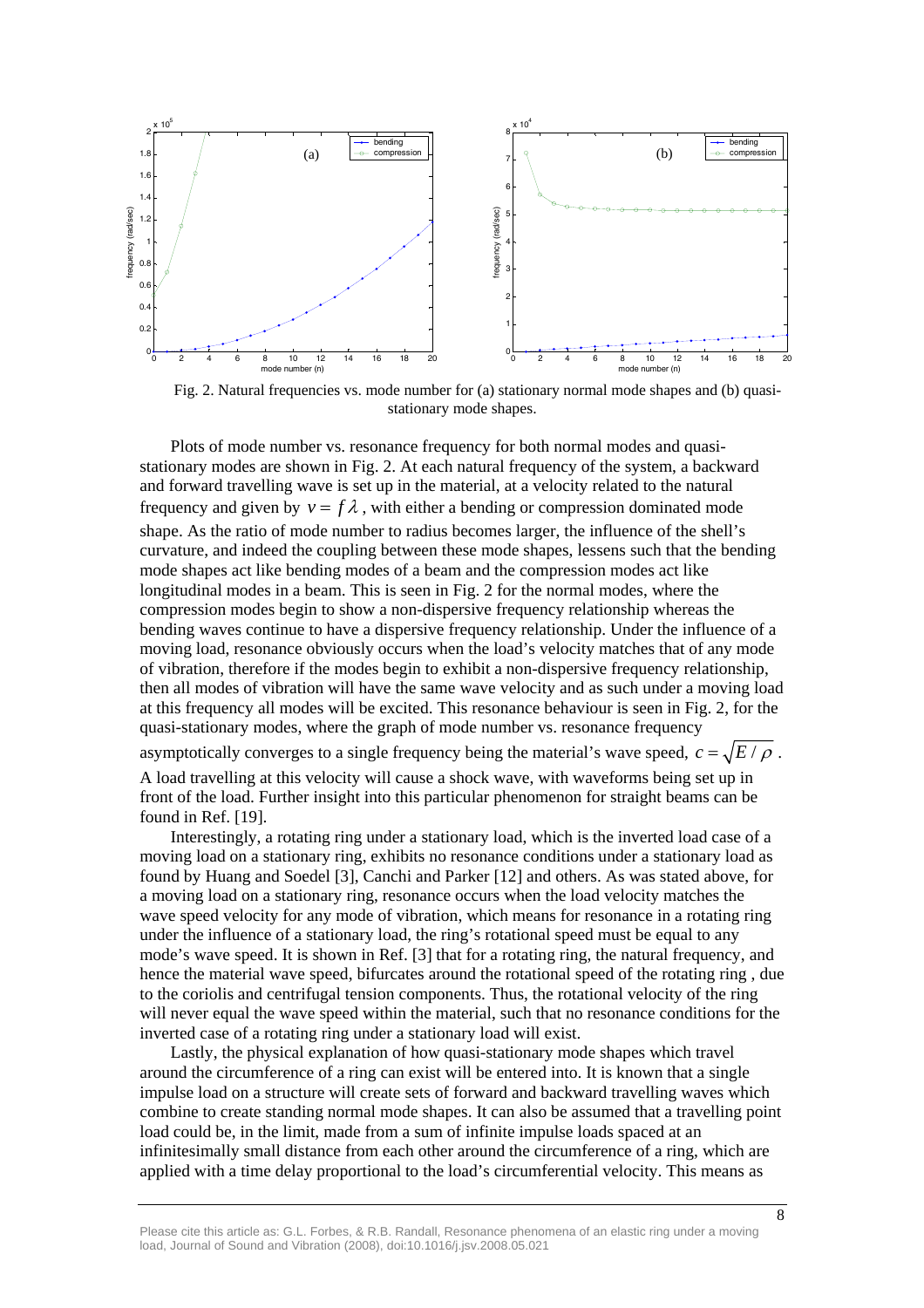Fig. 2. Natural frequencies vs. mode number for (a) stationary normal mode shapes and (b) quasi-stationary mode shapes.

Plots of mode number vs. resonance frequency for both normal modes and quasi-stationary modes are shown in Fig. 2. At each natural frequency of the system, a backward and forward travelling wave is set up in the material, at a velocity related to the natural frequency and given by $v = f\lambda$, with either a bending or compression dominated mode shape. As the ratio of mode number to radius becomes larger, the influence of the shell's curvature, and indeed the coupling between these mode shapes, lessens such that the bending mode shapes act like bending modes of a beam and the compression modes act like longitudinal modes in a beam. This is seen in Fig. 2 for the normal modes, where the compression modes begin to show a non-dispersive frequency relationship whereas the bending waves continue to have a dispersive frequency relationship. Under the influence of a moving load, resonance obviously occurs when the load's velocity matches that of any mode of vibration, therefore if the modes begin to exhibit a non-dispersive frequency relationship, then all modes of vibration will have the same wave velocity and as such under a moving load at this frequency all modes will be excited. This resonance behaviour is seen in Fig. 2, for the quasi-stationary modes, where the graph of mode number vs. resonance frequency asymptotically converges to a single frequency being the material's wave speed, $c = \sqrt{E/\rho}$. A load travelling at this velocity will cause a shock wave, with waveforms being set up in front of the load. Further insight into this particular phenomenon for straight beams can be found in Ref. [19].

Interestingly, a rotating ring under a stationary load, which is the inverted load case of a moving load on a stationary ring, exhibits no resonance conditions under a stationary load as found by Huang and Soedel [3], Canchi and Parker [12] and others. As was stated above, for a moving load on a stationary ring, resonance occurs when the load velocity matches the wave speed velocity for any mode of vibration, which means for resonance in a rotating ring under the influence of a stationary load, the ring's rotational speed must be equal to any mode's wave speed. It is shown in Ref. [3] that for a rotating ring, the natural frequency, and hence the material wave speed, bifurcates around the rotational speed of the rotating ring , due to the coriolis and centrifugal tension components. Thus, the rotational velocity of the ring will never equal the wave speed within the material, such that no resonance conditions for the inverted case of a rotating ring under a stationary load will exist.

Lastly, the physical explanation of how quasi-stationary mode shapes which travel around the circumference of a ring can exist will be entered into. It is known that a single impulse load on a structure will create sets of forward and backward travelling waves which combine to create standing normal mode shapes. It can also be assumed that a travelling point load could be, in the limit, made from a sum of infinite impulse loads spaced at an infinitesimally small distance from each other around the circumference of a ring, which are applied with a time delay proportional to the load's circumferential velocity. This means as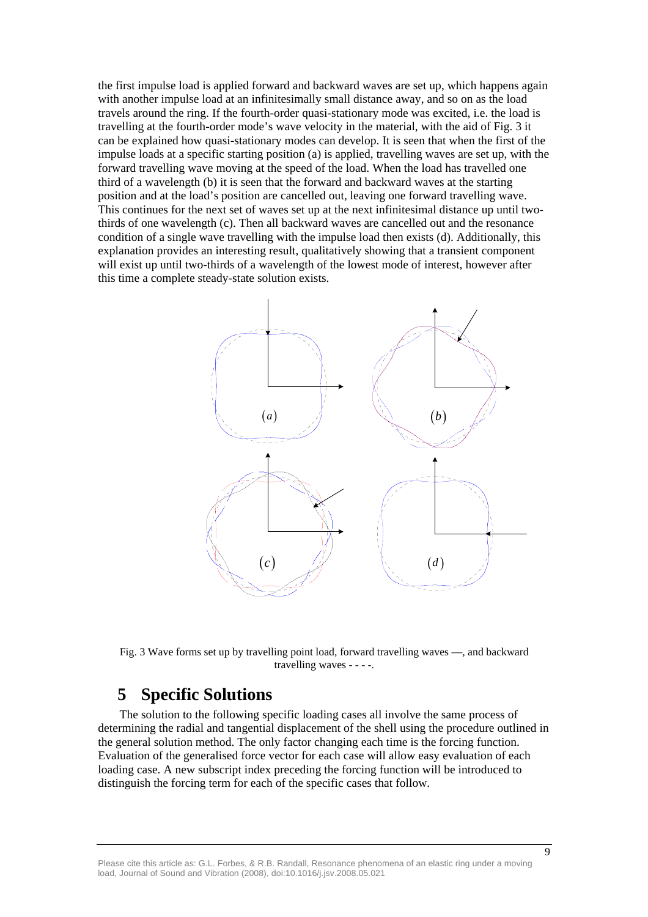the first impulse load is applied forward and backward waves are set up, which happens again with another impulse load at an infinitesimally small distance away, and so on as the load travels around the ring. If the fourth-order quasi-stationary mode was excited, i.e. the load is travelling at the fourth-order mode's wave velocity in the material, with the aid of Fig. 3 it can be explained how quasi-stationary modes can develop. It is seen that when the first of the impulse loads at a specific starting position (a) is applied, travelling waves are set up, with the forward travelling wave moving at the speed of the load. When the load has travelled one third of a wavelength (b) it is seen that the forward and backward waves at the starting position and at the load's position are cancelled out, leaving one forward travelling wave. This continues for the next set of waves set up at the next infinitesimal distance up until two-thirds of one wavelength (c). Then all backward waves are cancelled out and the resonance condition of a single wave travelling with the impulse load then exists (d). Additionally, this explanation provides an interesting result, qualitatively showing that a transient component will exist up until two-thirds of a wavelength of the lowest mode of interest, however after this time a complete steady-state solution exists.

Fig. 3 Wave forms set up by travelling point load, forward travelling waves —, and backward travelling waves - - - -.

## 5 Specific Solutions

The solution to the following specific loading cases all involve the same process of determining the radial and tangential displacement of the shell using the procedure outlined in the general solution method. The only factor changing each time is the forcing function. Evaluation of the generalised force vector for each case will allow easy evaluation of each loading case. A new subscript index preceding the forcing function will be introduced to distinguish the forcing term for each of the specific cases that follow.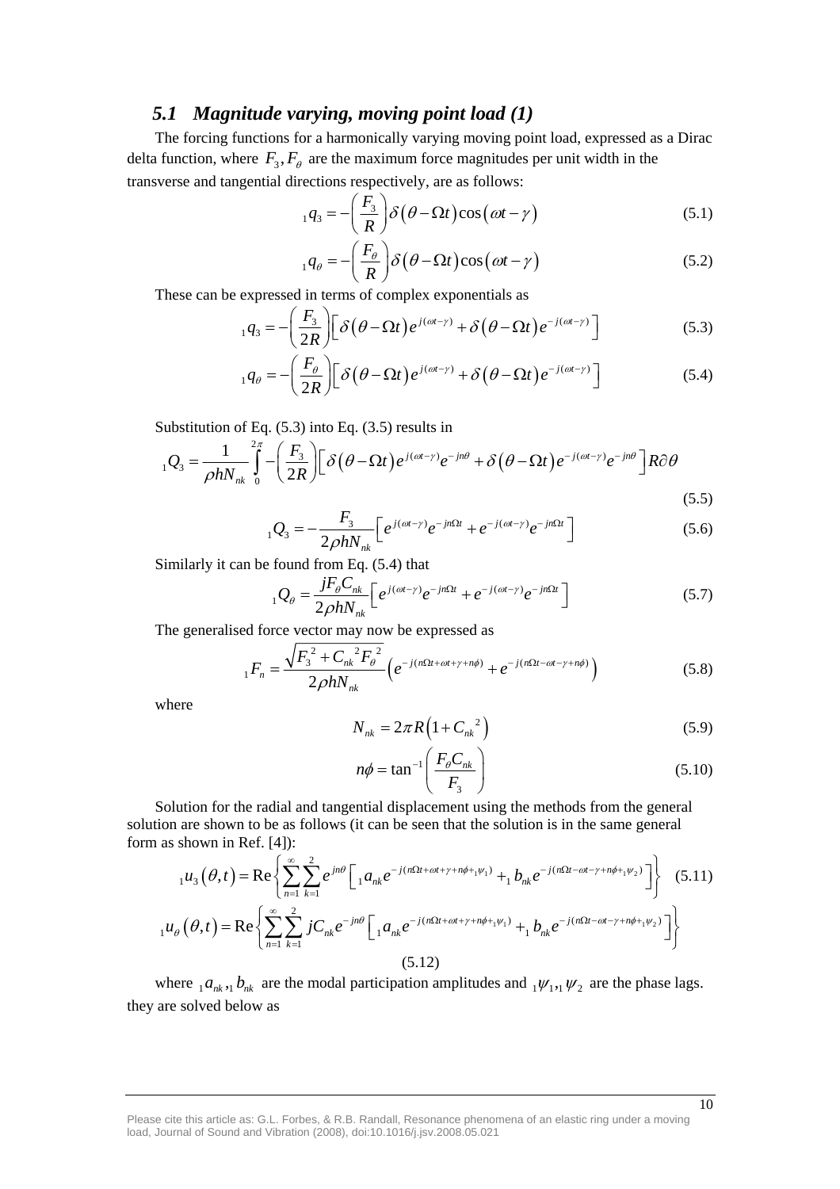## 5.1 Magnitude varying, moving point load (1)

The forcing functions for a harmonically varying moving point load, expressed as a Dirac delta function, where $F_3, F_\theta$ are the maximum force magnitudes per unit width in the transverse and tangential directions respectively, are as follows:

$$ {}_1q_3 = -\left(\frac{F_3}{R}\right)\delta\left(\theta - \Omega t\right)\cos\left(\omega t - \gamma\right) \tag{5.1} $$

$$ {}_1q_\theta = -\left(\frac{F_\theta}{R}\right)\delta\left(\theta - \Omega t\right)\cos\left(\omega t - \gamma\right) \tag{5.2} $$

These can be expressed in terms of complex exponentials as

$$ {}_1q_3 = -\left(\frac{F_3}{2R}\right)\left[\delta\left(\theta - \Omega t\right)e^{j(\omega t-\gamma)} + \delta\left(\theta - \Omega t\right)e^{-j(\omega t-\gamma)}\right] \tag{5.3} $$

$$ {}_1q_\theta = -\left(\frac{F_\theta}{2R}\right)\left[\delta\left(\theta - \Omega t\right)e^{j(\omega t-\gamma)} + \delta\left(\theta - \Omega t\right)e^{-j(\omega t-\gamma)}\right] \tag{5.4} $$

Substitution of Eq. (5.3) into Eq. (3.5) results in

$$ {}_1Q_3 = \frac{1}{\rho h N_{nk}}\int_0^{2\pi} -\left(\frac{F_3}{2R}\right)\left[\delta\left(\theta - \Omega t\right)e^{j(\omega t-\gamma)}e^{-jn\theta} + \delta\left(\theta - \Omega t\right)e^{-j(\omega t-\gamma)}e^{-jn\theta}\right]R\partial\theta \tag{5.5} $$

$$ {}_1Q_3 = -\frac{F_3}{2\rho h N_{nk}}\left[e^{j(\omega t-\gamma)}e^{-jn\Omega t} + e^{-j(\omega t-\gamma)}e^{-jn\Omega t}\right] \tag{5.6} $$

Similarly it can be found from Eq. (5.4) that

$$ {}_1Q_\theta = \frac{jF_\theta C_{nk}}{2\rho h N_{nk}}\left[e^{j(\omega t-\gamma)}e^{-jn\Omega t} + e^{-j(\omega t-\gamma)}e^{-jn\Omega t}\right] \tag{5.7} $$

The generalised force vector may now be expressed as

$$ {}_1F_n = \frac{\sqrt{F_3^{\,2} + C_{nk}^{\,2}F_\theta^{\,2}}}{2\rho h N_{nk}}\left(e^{-j(n\Omega t+\omega t+\gamma+n\phi)} + e^{-j(n\Omega t-\omega t-\gamma+n\phi)}\right) \tag{5.8} $$

where

$$ N_{nk} = 2\pi R\left(1 + C_{nk}^{\,2}\right) \tag{5.9} $$

$$ n\phi = \tan^{-1}\left(\frac{F_\theta C_{nk}}{F_3}\right) \tag{5.10} $$

Solution for the radial and tangential displacement using the methods from the general solution are shown to be as follows (it can be seen that the solution is in the same general form as shown in Ref. [4]):

$$ {}_1u_3\left(\theta,t\right) = \mathrm{Re}\left\{\sum_{n=1}^{\infty}\sum_{k=1}^{2} e^{jn\theta}\left[{}_1a_{nk}e^{-j(n\Omega t+\omega t+\gamma+n\phi+{}_1\psi_1)} + {}_1b_{nk}e^{-j(n\Omega t-\omega t-\gamma+n\phi+{}_1\psi_2)}\right]\right\} \tag{5.11} $$

$$ {}_1u_\theta\left(\theta,t\right) = \mathrm{Re}\left\{\sum_{n=1}^{\infty}\sum_{k=1}^{2} jC_{nk}e^{-jn\theta}\left[{}_1a_{nk}e^{-j(n\Omega t+\omega t+\gamma+n\phi+{}_1\psi_1)} + {}_1b_{nk}e^{-j(n\Omega t-\omega t-\gamma+n\phi+{}_1\psi_2)}\right]\right\} \tag{5.12} $$

where ${}_1a_{nk}, {}_1b_{nk}$ are the modal participation amplitudes and ${}_1\psi_1, {}_1\psi_2$ are the phase lags. they are solved below as

Please cite this article as: G.L. Forbes, & R.B. Randall, Resonance phenomena of an elastic ring under a moving load, Journal of Sound and Vibration (2008), doi:10.1016/j.jsv.2008.05.021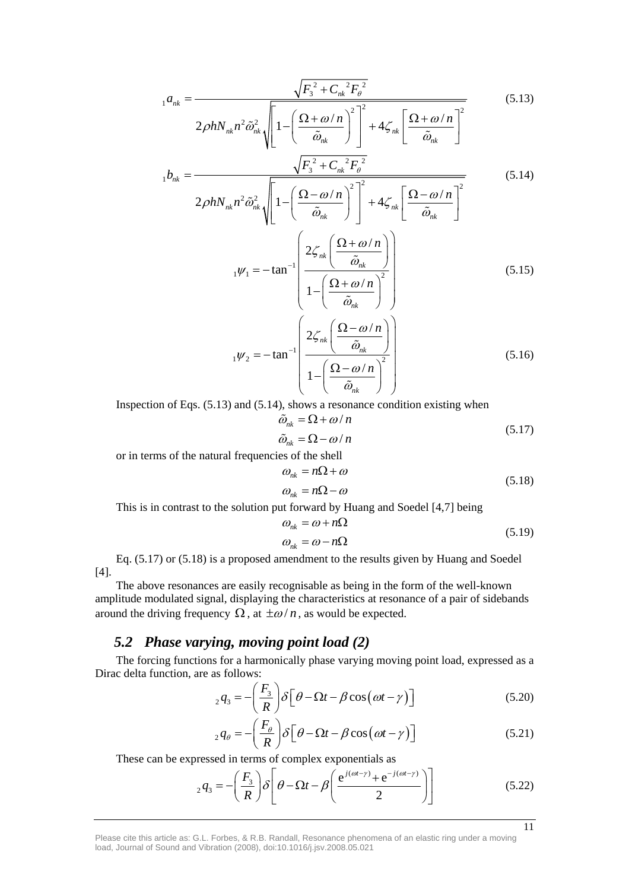$$
{}_1a_{nk} = \frac{\sqrt{F_3^{\ 2} + C_{nk}^{\ \ 2} F_\theta^{\ 2}}}{2\rho h N_{nk} n^2 \tilde{\omega}_{nk}^2 \sqrt{\left[1 - \left(\frac{\Omega + \omega / n}{\tilde{\omega}_{nk}}\right)^2\right]^2 + 4\zeta_{nk}\left[\frac{\Omega + \omega / n}{\tilde{\omega}_{nk}}\right]^2}} \tag{5.13}
$$

$$
{}_1b_{nk} = \frac{\sqrt{F_3^{\ 2} + C_{nk}^{\ \ 2} F_\theta^{\ 2}}}{2\rho h N_{nk} n^2 \tilde{\omega}_{nk}^2 \sqrt{\left[1 - \left(\frac{\Omega - \omega / n}{\tilde{\omega}_{nk}}\right)^2\right]^2 + 4\zeta_{nk}\left[\frac{\Omega - \omega / n}{\tilde{\omega}_{nk}}\right]^2}} \tag{5.14}
$$

$$
{}_1\psi_1 = -\tan^{-1}\left(\frac{2\zeta_{nk}\left(\frac{\Omega + \omega / n}{\tilde{\omega}_{nk}}\right)}{1 - \left(\frac{\Omega + \omega / n}{\tilde{\omega}_{nk}}\right)^2}\right) \tag{5.15}
$$

$$
{}_1\psi_2 = -\tan^{-1}\left(\frac{2\zeta_{nk}\left(\frac{\Omega - \omega / n}{\tilde{\omega}_{nk}}\right)}{1 - \left(\frac{\Omega - \omega / n}{\tilde{\omega}_{nk}}\right)^2}\right) \tag{5.16}
$$

Inspection of Eqs. (5.13) and (5.14), shows a resonance condition existing when

$$
\begin{aligned}
\tilde{\omega}_{nk} &= \Omega + \omega / n \\
\tilde{\omega}_{nk} &= \Omega - \omega / n
\end{aligned} \tag{5.17}
$$

or in terms of the natural frequencies of the shell

$$
\begin{aligned}
\omega_{nk} &= n\Omega + \omega \\
\omega_{nk} &= n\Omega - \omega
\end{aligned} \tag{5.18}
$$

This is in contrast to the solution put forward by Huang and Soedel [4,7] being

$$
\begin{aligned}
\omega_{nk} &= \omega + n\Omega \\
\omega_{nk} &= \omega - n\Omega
\end{aligned} \tag{5.19}
$$

Eq. (5.17) or (5.18) is a proposed amendment to the results given by Huang and Soedel [4].

The above resonances are easily recognisable as being in the form of the well-known amplitude modulated signal, displaying the characteristics at resonance of a pair of sidebands around the driving frequency $\Omega$, at $\pm\omega / n$, as would be expected.

## *5.2 Phase varying, moving point load (2)*

The forcing functions for a harmonically phase varying moving point load, expressed as a Dirac delta function, are as follows:

$$
{}_2q_3 = -\left(\frac{F_3}{R}\right)\delta\left[\theta - \Omega t - \beta\cos\left(\omega t - \gamma\right)\right] \tag{5.20}
$$

$$
{}_2q_\theta = -\left(\frac{F_\theta}{R}\right)\delta\left[\theta - \Omega t - \beta\cos\left(\omega t - \gamma\right)\right] \tag{5.21}
$$

These can be expressed in terms of complex exponentials as

$$
{}_2q_3 = -\left(\frac{F_3}{R}\right)\delta\left[\theta - \Omega t - \beta\left(\frac{\mathrm{e}^{j(\omega t - \gamma)} + \mathrm{e}^{-j(\omega t - \gamma)}}{2}\right)\right] \tag{5.22}
$$

Please cite this article as: G.L. Forbes, & R.B. Randall, Resonance phenomena of an elastic ring under a moving load, Journal of Sound and Vibration (2008), doi:10.1016/j.jsv.2008.05.021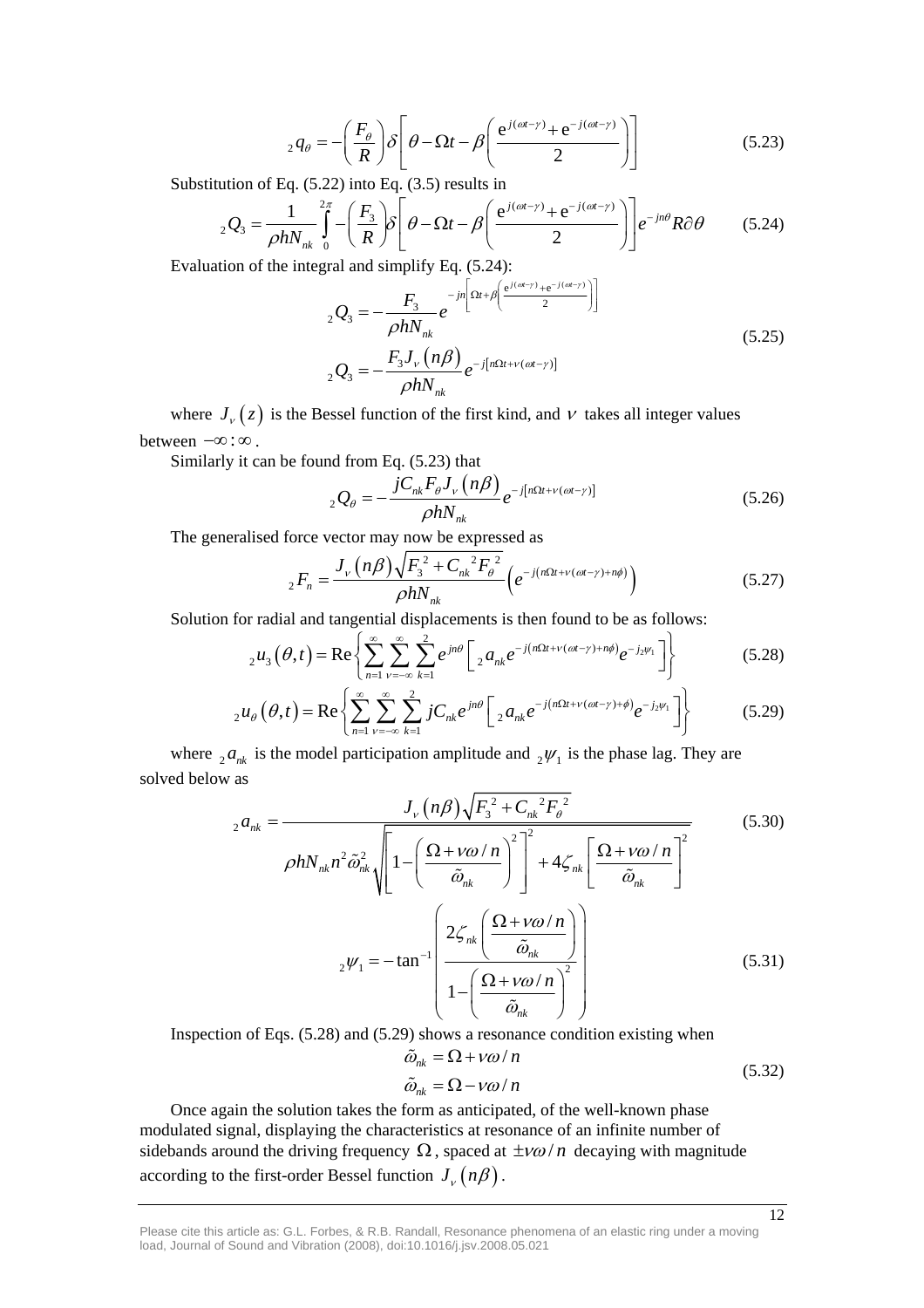$$
{}_2q_\theta = -\left(\frac{F_\theta}{R}\right)\delta\left[\theta - \Omega t - \beta\left(\frac{\mathrm{e}^{j(\omega t-\gamma)} + \mathrm{e}^{-j(\omega t-\gamma)}}{2}\right)\right] \tag{5.23}
$$

Substitution of Eq. (5.22) into Eq. (3.5) results in

$$
{}_2Q_3 = \frac{1}{\rho h N_{nk}} \int_0^{2\pi} -\left(\frac{F_3}{R}\right)\delta\left[\theta - \Omega t - \beta\left(\frac{\mathrm{e}^{j(\omega t-\gamma)} + \mathrm{e}^{-j(\omega t-\gamma)}}{2}\right)\right] e^{-jn\theta} R\partial\theta \tag{5.24}
$$

Evaluation of the integral and simplify Eq. (5.24):

$$
\begin{aligned}
{}_2Q_3 &= -\frac{F_3}{\rho h N_{nk}} e^{-jn\left[\Omega t + \beta\left(\frac{\mathrm{e}^{j(\omega t-\gamma)} + \mathrm{e}^{-j(\omega t-\gamma)}}{2}\right)\right]} \\
{}_2Q_3 &= -\frac{F_3 J_\nu(n\beta)}{\rho h N_{nk}} e^{-j[n\Omega t + \nu(\omega t-\gamma)]}
\end{aligned} \tag{5.25}
$$

where $J_\nu(z)$ is the Bessel function of the first kind, and $\nu$ takes all integer values between $-\infty:\infty$.

Similarly it can be found from Eq. (5.23) that

$$
{}_2Q_\theta = -\frac{jC_{nk} F_\theta J_\nu(n\beta)}{\rho h N_{nk}} e^{-j[n\Omega t + \nu(\omega t-\gamma)]} \tag{5.26}
$$

The generalised force vector may now be expressed as

$$
{}_2F_n = \frac{J_\nu(n\beta)\sqrt{F_3^{\,2} + C_{nk}^{\;2} F_\theta^{\,2}}}{\rho h N_{nk}}\left(e^{-j(n\Omega t + \nu(\omega t-\gamma) + n\phi)}\right) \tag{5.27}
$$

Solution for radial and tangential displacements is then found to be as follows:

$$
{}_2u_3(\theta,t) = \mathrm{Re}\left\{\sum_{n=1}^{\infty}\sum_{\nu=-\infty}^{\infty}\sum_{k=1}^{2} e^{jn\theta}\left[{}_2a_{nk} e^{-j(n\Omega t + \nu(\omega t-\gamma) + n\phi)} e^{-j_2\psi_1}\right]\right\} \tag{5.28}
$$

$$
{}_2u_\theta(\theta,t) = \mathrm{Re}\left\{\sum_{n=1}^{\infty}\sum_{\nu=-\infty}^{\infty}\sum_{k=1}^{2} jC_{nk} e^{jn\theta}\left[{}_2a_{nk} e^{-j(n\Omega t + \nu(\omega t-\gamma) + \phi)} e^{-j_2\psi_1}\right]\right\} \tag{5.29}
$$

where ${}_2a_{nk}$ is the model participation amplitude and ${}_2\psi_1$ is the phase lag. They are solved below as

$$
{}_2a_{nk} = \frac{J_\nu(n\beta)\sqrt{F_3^{\,2} + C_{nk}^{\;2} F_\theta^{\,2}}}{\rho h N_{nk} n^2 \tilde{\omega}_{nk}^2 \sqrt{\left[1 - \left(\dfrac{\Omega + \nu\omega/n}{\tilde{\omega}_{nk}}\right)^2\right]^2 + 4\zeta_{nk}\left[\dfrac{\Omega + \nu\omega/n}{\tilde{\omega}_{nk}}\right]^2}} \tag{5.30}
$$

$$
{}_2\psi_1 = -\tan^{-1}\left(\frac{2\zeta_{nk}\left(\dfrac{\Omega + \nu\omega/n}{\tilde{\omega}_{nk}}\right)}{1 - \left(\dfrac{\Omega + \nu\omega/n}{\tilde{\omega}_{nk}}\right)^2}\right) \tag{5.31}
$$

Inspection of Eqs. (5.28) and (5.29) shows a resonance condition existing when

$$
\begin{aligned}
\tilde{\omega}_{nk} &= \Omega + \nu\omega/n \\
\tilde{\omega}_{nk} &= \Omega - \nu\omega/n
\end{aligned} \tag{5.32}
$$

Once again the solution takes the form as anticipated, of the well-known phase modulated signal, displaying the characteristics at resonance of an infinite number of sidebands around the driving frequency $\Omega$, spaced at $\pm\nu\omega/n$ decaying with magnitude according to the first-order Bessel function $J_\nu(n\beta)$.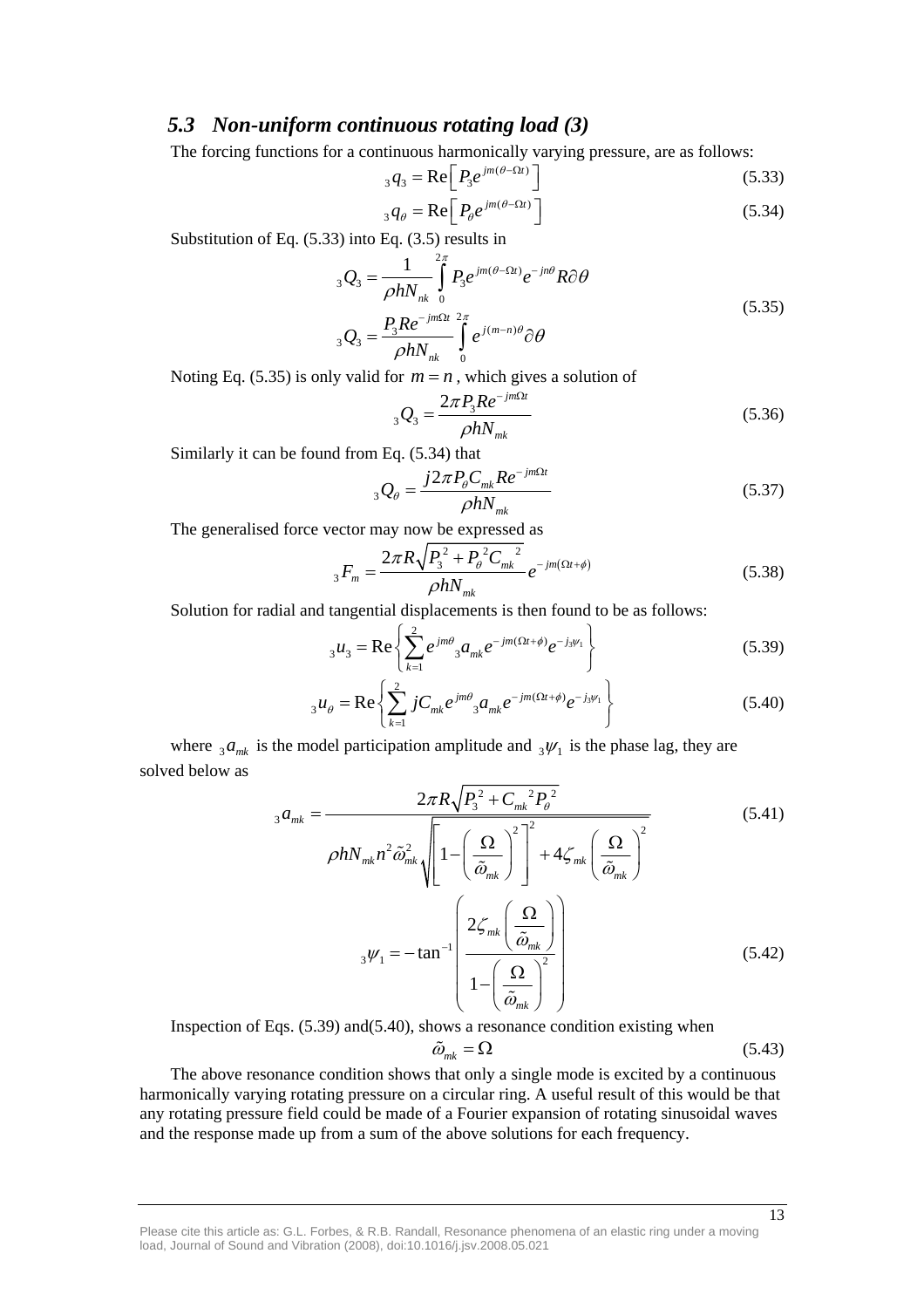## *5.3 Non-uniform continuous rotating load (3)*

The forcing functions for a continuous harmonically varying pressure, are as follows:

$$ {}_3q_3 = \mathrm{Re}\left[ P_3 e^{jm(\theta - \Omega t)} \right] \tag{5.33}$$

$$ {}_3q_\theta = \mathrm{Re}\left[ P_\theta e^{jm(\theta - \Omega t)} \right] \tag{5.34}$$

Substitution of Eq. (5.33) into Eq. (3.5) results in

$$\begin{aligned} {}_3Q_3 &= \frac{1}{\rho h N_{nk}} \int_0^{2\pi} P_3 e^{jm(\theta - \Omega t)} e^{-jn\theta} R \partial\theta \\ {}_3Q_3 &= \frac{P_3 R e^{-jm\Omega t}}{\rho h N_{nk}} \int_0^{2\pi} e^{j(m-n)\theta} \partial\theta \end{aligned} \tag{5.35}$$

Noting Eq. (5.35) is only valid for $m = n$, which gives a solution of

$$ {}_3Q_3 = \frac{2\pi P_3 R e^{-jm\Omega t}}{\rho h N_{mk}} \tag{5.36}$$

Similarly it can be found from Eq. (5.34) that

$$ {}_3Q_\theta = \frac{j 2\pi P_\theta C_{mk} R e^{-jm\Omega t}}{\rho h N_{mk}} \tag{5.37}$$

The generalised force vector may now be expressed as

$$ {}_3F_m = \frac{2\pi R \sqrt{P_3^{\,2} + P_\theta^{\,2} C_{mk}^{\;\;2}}}{\rho h N_{mk}} e^{-jm(\Omega t + \phi)} \tag{5.38}$$

Solution for radial and tangential displacements is then found to be as follows:

$$ {}_3u_3 = \mathrm{Re}\left\{ \sum_{k=1}^{2} e^{jm\theta} {}_3a_{mk} e^{-jm(\Omega t + \phi)} e^{-j_3\psi_1} \right\} \tag{5.39}$$

$$ {}_3u_\theta = \mathrm{Re}\left\{ \sum_{k=1}^{2} jC_{mk} e^{jm\theta} {}_3a_{mk} e^{-jm(\Omega t + \phi)} e^{-j_3\psi_1} \right\} \tag{5.40}$$

where ${}_3a_{mk}$ is the model participation amplitude and ${}_3\psi_1$ is the phase lag, they are solved below as

$$ {}_3a_{mk} = \frac{2\pi R \sqrt{P_3^{\,2} + C_{mk}^{\;\;2} P_\theta^{\,2}}}{\rho h N_{mk} n^2 \tilde{\omega}_{mk}^2 \sqrt{\left[ 1 - \left( \frac{\Omega}{\tilde{\omega}_{mk}} \right)^2 \right]^2 + 4\zeta_{mk} \left( \frac{\Omega}{\tilde{\omega}_{mk}} \right)^2}} \tag{5.41}$$

$$ {}_3\psi_1 = -\tan^{-1} \left( \frac{2\zeta_{mk} \left( \frac{\Omega}{\tilde{\omega}_{mk}} \right)}{1 - \left( \frac{\Omega}{\tilde{\omega}_{mk}} \right)^2} \right) \tag{5.42}$$

Inspection of Eqs. (5.39) and(5.40), shows a resonance condition existing when

$$ \tilde{\omega}_{mk} = \Omega \tag{5.43}$$

The above resonance condition shows that only a single mode is excited by a continuous harmonically varying rotating pressure on a circular ring. A useful result of this would be that any rotating pressure field could be made of a Fourier expansion of rotating sinusoidal waves and the response made up from a sum of the above solutions for each frequency.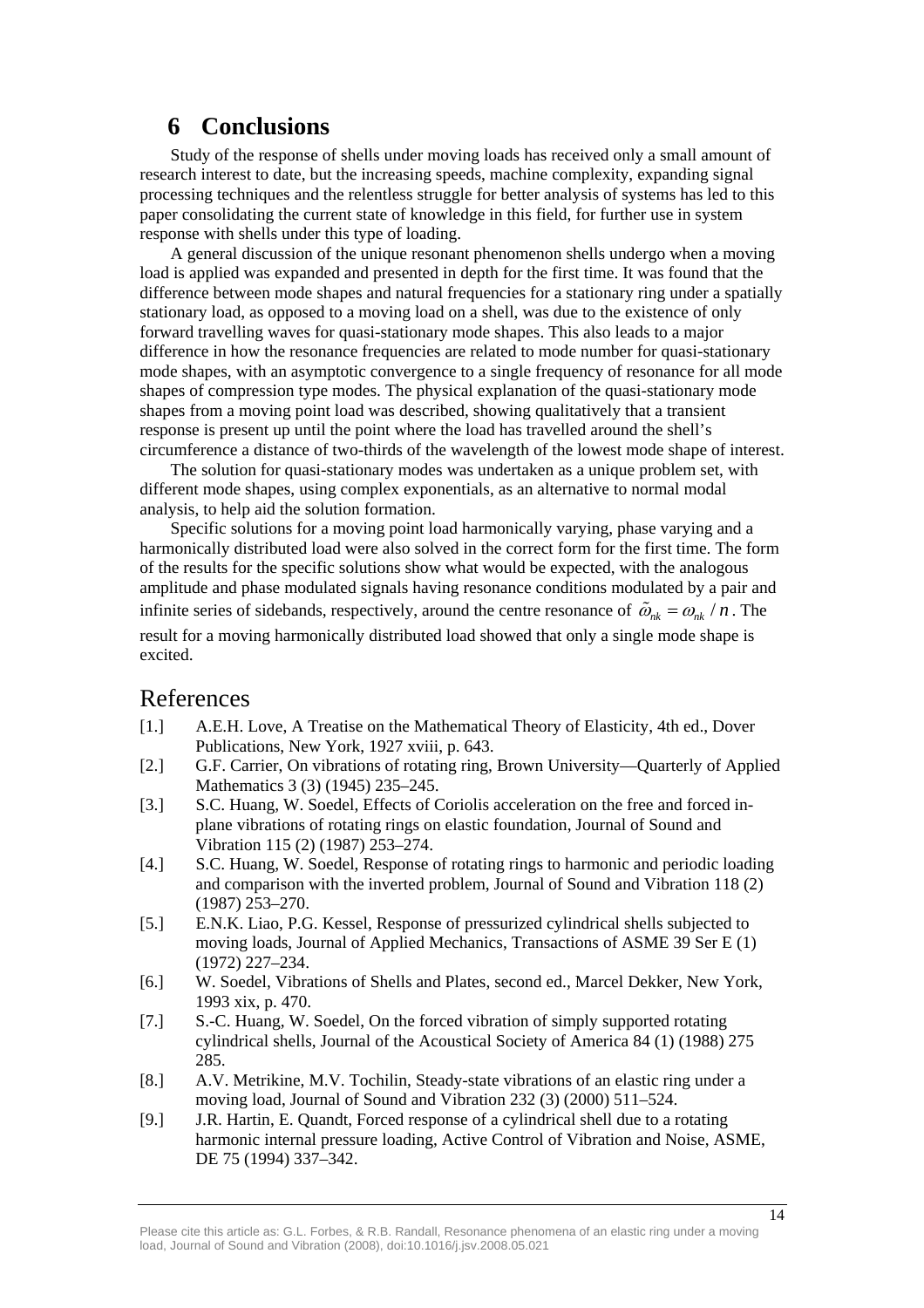# 6 Conclusions

Study of the response of shells under moving loads has received only a small amount of research interest to date, but the increasing speeds, machine complexity, expanding signal processing techniques and the relentless struggle for better analysis of systems has led to this paper consolidating the current state of knowledge in this field, for further use in system response with shells under this type of loading.

A general discussion of the unique resonant phenomenon shells undergo when a moving load is applied was expanded and presented in depth for the first time. It was found that the difference between mode shapes and natural frequencies for a stationary ring under a spatially stationary load, as opposed to a moving load on a shell, was due to the existence of only forward travelling waves for quasi-stationary mode shapes. This also leads to a major difference in how the resonance frequencies are related to mode number for quasi-stationary mode shapes, with an asymptotic convergence to a single frequency of resonance for all mode shapes of compression type modes. The physical explanation of the quasi-stationary mode shapes from a moving point load was described, showing qualitatively that a transient response is present up until the point where the load has travelled around the shell's circumference a distance of two-thirds of the wavelength of the lowest mode shape of interest.

The solution for quasi-stationary modes was undertaken as a unique problem set, with different mode shapes, using complex exponentials, as an alternative to normal modal analysis, to help aid the solution formation.

Specific solutions for a moving point load harmonically varying, phase varying and a harmonically distributed load were also solved in the correct form for the first time. The form of the results for the specific solutions show what would be expected, with the analogous amplitude and phase modulated signals having resonance conditions modulated by a pair and infinite series of sidebands, respectively, around the centre resonance of $\tilde{\omega}_{nk} = \omega_{nk} / n$. The result for a moving harmonically distributed load showed that only a single mode shape is excited.

## References

[1.] A.E.H. Love, A Treatise on the Mathematical Theory of Elasticity, 4th ed., Dover Publications, New York, 1927 xviii, p. 643.

[2.] G.F. Carrier, On vibrations of rotating ring, Brown University—Quarterly of Applied Mathematics 3 (3) (1945) 235–245.

[3.] S.C. Huang, W. Soedel, Effects of Coriolis acceleration on the free and forced in-plane vibrations of rotating rings on elastic foundation, Journal of Sound and Vibration 115 (2) (1987) 253–274.

[4.] S.C. Huang, W. Soedel, Response of rotating rings to harmonic and periodic loading and comparison with the inverted problem, Journal of Sound and Vibration 118 (2) (1987) 253–270.

[5.] E.N.K. Liao, P.G. Kessel, Response of pressurized cylindrical shells subjected to moving loads, Journal of Applied Mechanics, Transactions of ASME 39 Ser E (1) (1972) 227–234.

[6.] W. Soedel, Vibrations of Shells and Plates, second ed., Marcel Dekker, New York, 1993 xix, p. 470.

[7.] S.-C. Huang, W. Soedel, On the forced vibration of simply supported rotating cylindrical shells, Journal of the Acoustical Society of America 84 (1) (1988) 275 285.

[8.] A.V. Metrikine, M.V. Tochilin, Steady-state vibrations of an elastic ring under a moving load, Journal of Sound and Vibration 232 (3) (2000) 511–524.

[9.] J.R. Hartin, E. Quandt, Forced response of a cylindrical shell due to a rotating harmonic internal pressure loading, Active Control of Vibration and Noise, ASME, DE 75 (1994) 337–342.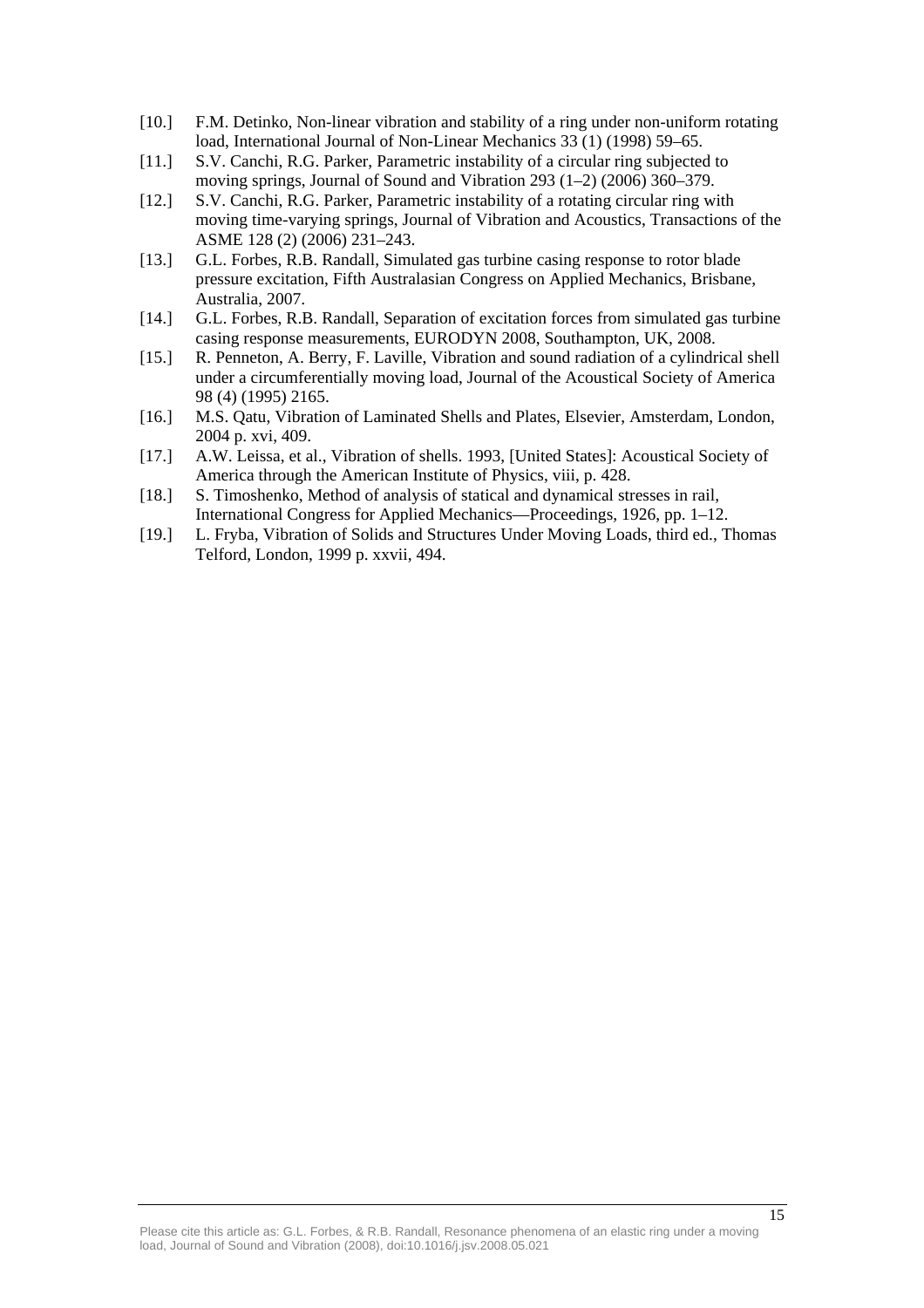[10.] F.M. Detinko, Non-linear vibration and stability of a ring under non-uniform rotating load, International Journal of Non-Linear Mechanics 33 (1) (1998) 59–65.

[11.] S.V. Canchi, R.G. Parker, Parametric instability of a circular ring subjected to moving springs, Journal of Sound and Vibration 293 (1–2) (2006) 360–379.

[12.] S.V. Canchi, R.G. Parker, Parametric instability of a rotating circular ring with moving time-varying springs, Journal of Vibration and Acoustics, Transactions of the ASME 128 (2) (2006) 231–243.

[13.] G.L. Forbes, R.B. Randall, Simulated gas turbine casing response to rotor blade pressure excitation, Fifth Australasian Congress on Applied Mechanics, Brisbane, Australia, 2007.

[14.] G.L. Forbes, R.B. Randall, Separation of excitation forces from simulated gas turbine casing response measurements, EURODYN 2008, Southampton, UK, 2008.

[15.] R. Penneton, A. Berry, F. Laville, Vibration and sound radiation of a cylindrical shell under a circumferentially moving load, Journal of the Acoustical Society of America 98 (4) (1995) 2165.

[16.] M.S. Qatu, Vibration of Laminated Shells and Plates, Elsevier, Amsterdam, London, 2004 p. xvi, 409.

[17.] A.W. Leissa, et al., Vibration of shells. 1993, [United States]: Acoustical Society of America through the American Institute of Physics, viii, p. 428.

[18.] S. Timoshenko, Method of analysis of statical and dynamical stresses in rail, International Congress for Applied Mechanics—Proceedings, 1926, pp. 1–12.

[19.] L. Fryba, Vibration of Solids and Structures Under Moving Loads, third ed., Thomas Telford, London, 1999 p. xxvii, 494.